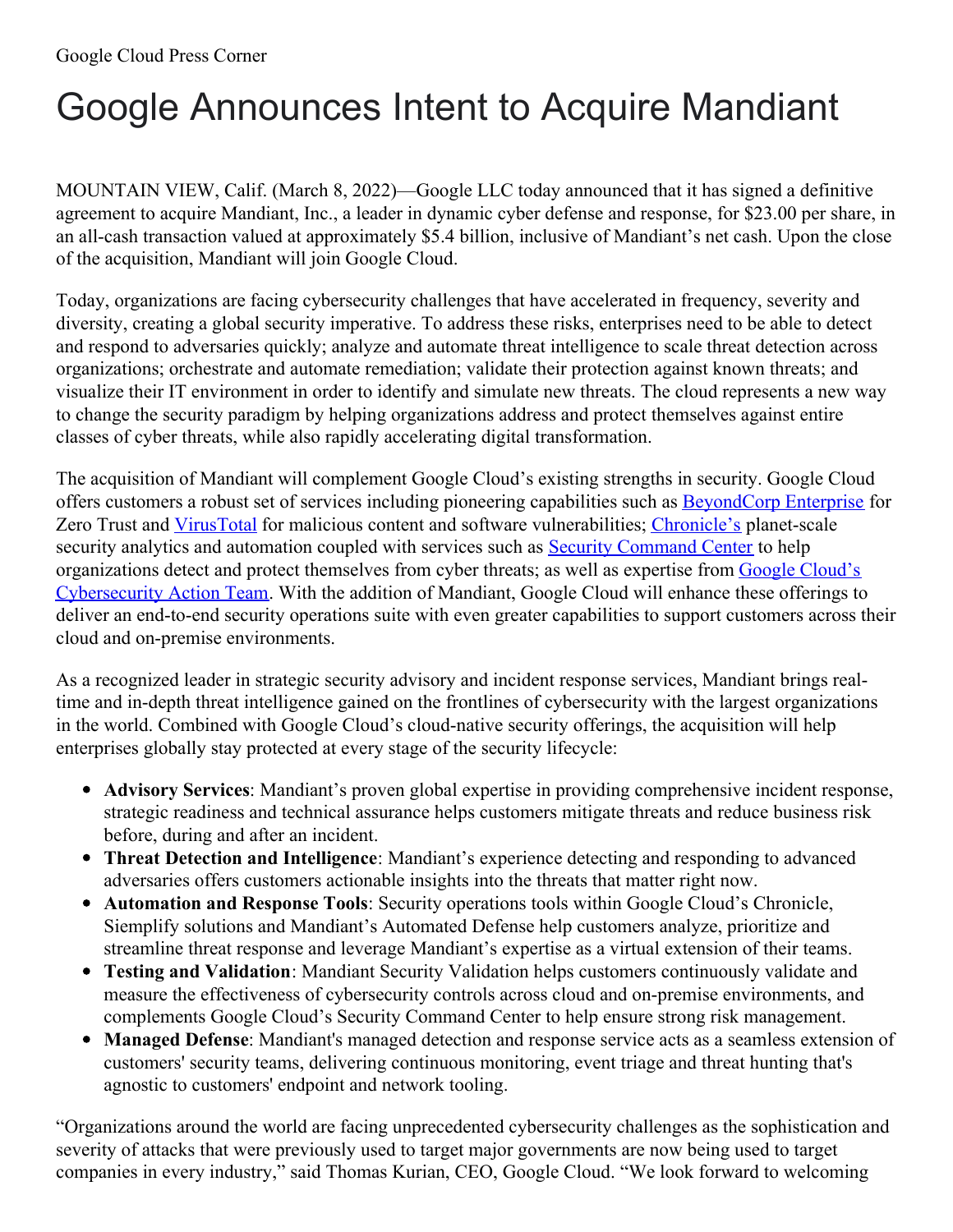Google Cloud Press Corner

# Google Announces Intent to Acquire Mandiant

MOUNTAIN VIEW, Calif. (March 8, 2022)—Google LLC today announced that it has signed a definitive agreement to acquire Mandiant, Inc., a leader in dynamic cyber defense and response, for $23.00 per share, in an all-cash transaction valued at approximately $5.4 billion, inclusive of Mandiant's net cash. Upon the close of the acquisition, Mandiant will join Google Cloud.

Today, organizations are facing cybersecurity challenges that have accelerated in frequency, severity and diversity, creating a global security imperative. To address these risks, enterprises need to be able to detect and respond to adversaries quickly; analyze and automate threat intelligence to scale threat detection across organizations; orchestrate and automate remediation; validate their protection against known threats; and visualize their IT environment in order to identify and simulate new threats. The cloud represents a new way to change the security paradigm by helping organizations address and protect themselves against entire classes of cyber threats, while also rapidly accelerating digital transformation.

The acquisition of Mandiant will complement Google Cloud's existing strengths in security. Google Cloud offers customers a robust set of services including pioneering capabilities such as [BeyondCorp Enterprise] for Zero Trust and [VirusTotal] for malicious content and software vulnerabilities; [Chronicle's] planet-scale security analytics and automation coupled with services such as [Security Command Center] to help organizations detect and protect themselves from cyber threats; as well as expertise from [Google Cloud's Cybersecurity Action Team]. With the addition of Mandiant, Google Cloud will enhance these offerings to deliver an end-to-end security operations suite with even greater capabilities to support customers across their cloud and on-premise environments.

As a recognized leader in strategic security advisory and incident response services, Mandiant brings real-time and in-depth threat intelligence gained on the frontlines of cybersecurity with the largest organizations in the world. Combined with Google Cloud's cloud-native security offerings, the acquisition will help enterprises globally stay protected at every stage of the security lifecycle:

- **Advisory Services**: Mandiant's proven global expertise in providing comprehensive incident response, strategic readiness and technical assurance helps customers mitigate threats and reduce business risk before, during and after an incident.
- **Threat Detection and Intelligence**: Mandiant's experience detecting and responding to advanced adversaries offers customers actionable insights into the threats that matter right now.
- **Automation and Response Tools**: Security operations tools within Google Cloud's Chronicle, Siemplify solutions and Mandiant's Automated Defense help customers analyze, prioritize and streamline threat response and leverage Mandiant's expertise as a virtual extension of their teams.
- **Testing and Validation**: Mandiant Security Validation helps customers continuously validate and measure the effectiveness of cybersecurity controls across cloud and on-premise environments, and complements Google Cloud's Security Command Center to help ensure strong risk management.
- **Managed Defense**: Mandiant's managed detection and response service acts as a seamless extension of customers' security teams, delivering continuous monitoring, event triage and threat hunting that's agnostic to customers' endpoint and network tooling.

"Organizations around the world are facing unprecedented cybersecurity challenges as the sophistication and severity of attacks that were previously used to target major governments are now being used to target companies in every industry," said Thomas Kurian, CEO, Google Cloud. "We look forward to welcoming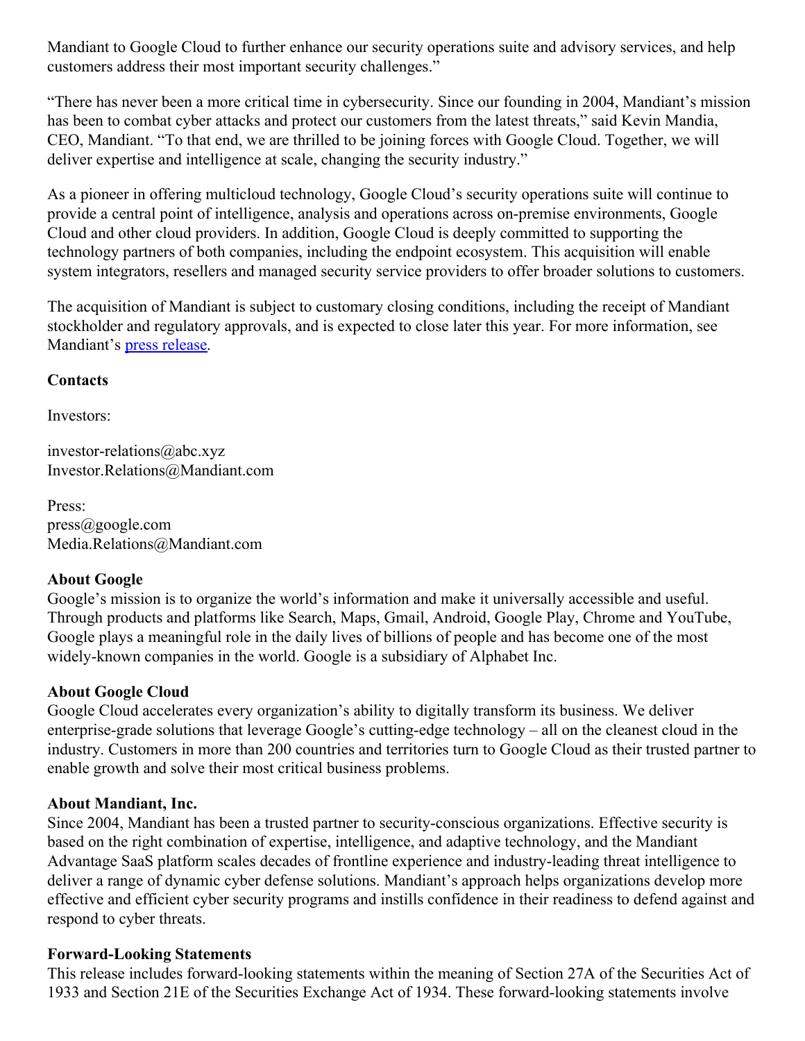Mandiant to Google Cloud to further enhance our security operations suite and advisory services, and help customers address their most important security challenges."

"There has never been a more critical time in cybersecurity. Since our founding in 2004, Mandiant's mission has been to combat cyber attacks and protect our customers from the latest threats," said Kevin Mandia, CEO, Mandiant. "To that end, we are thrilled to be joining forces with Google Cloud. Together, we will deliver expertise and intelligence at scale, changing the security industry."

As a pioneer in offering multicloud technology, Google Cloud's security operations suite will continue to provide a central point of intelligence, analysis and operations across on-premise environments, Google Cloud and other cloud providers. In addition, Google Cloud is deeply committed to supporting the technology partners of both companies, including the endpoint ecosystem. This acquisition will enable system integrators, resellers and managed security service providers to offer broader solutions to customers.

The acquisition of Mandiant is subject to customary closing conditions, including the receipt of Mandiant stockholder and regulatory approvals, and is expected to close later this year. For more information, see Mandiant's press release.

**Contacts**

Investors:

investor-relations@abc.xyz
Investor.Relations@Mandiant.com

Press:
press@google.com
Media.Relations@Mandiant.com

**About Google**
Google's mission is to organize the world's information and make it universally accessible and useful. Through products and platforms like Search, Maps, Gmail, Android, Google Play, Chrome and YouTube, Google plays a meaningful role in the daily lives of billions of people and has become one of the most widely-known companies in the world. Google is a subsidiary of Alphabet Inc.

**About Google Cloud**
Google Cloud accelerates every organization's ability to digitally transform its business. We deliver enterprise-grade solutions that leverage Google's cutting-edge technology – all on the cleanest cloud in the industry. Customers in more than 200 countries and territories turn to Google Cloud as their trusted partner to enable growth and solve their most critical business problems.

**About Mandiant, Inc.**
Since 2004, Mandiant has been a trusted partner to security-conscious organizations. Effective security is based on the right combination of expertise, intelligence, and adaptive technology, and the Mandiant Advantage SaaS platform scales decades of frontline experience and industry-leading threat intelligence to deliver a range of dynamic cyber defense solutions. Mandiant's approach helps organizations develop more effective and efficient cyber security programs and instills confidence in their readiness to defend against and respond to cyber threats.

**Forward-Looking Statements**
This release includes forward-looking statements within the meaning of Section 27A of the Securities Act of 1933 and Section 21E of the Securities Exchange Act of 1934. These forward-looking statements involve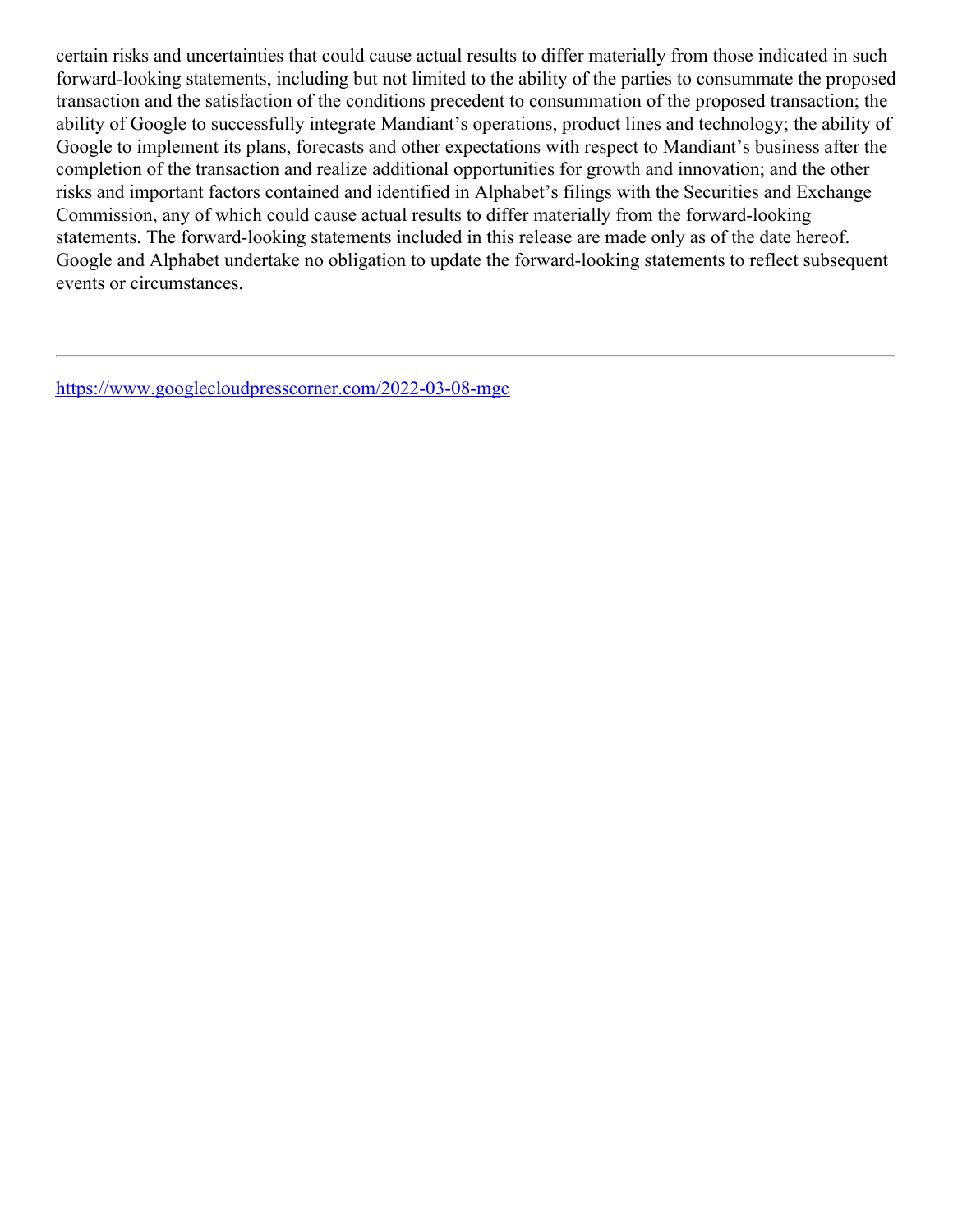certain risks and uncertainties that could cause actual results to differ materially from those indicated in such forward-looking statements, including but not limited to the ability of the parties to consummate the proposed transaction and the satisfaction of the conditions precedent to consummation of the proposed transaction; the ability of Google to successfully integrate Mandiant's operations, product lines and technology; the ability of Google to implement its plans, forecasts and other expectations with respect to Mandiant's business after the completion of the transaction and realize additional opportunities for growth and innovation; and the other risks and important factors contained and identified in Alphabet's filings with the Securities and Exchange Commission, any of which could cause actual results to differ materially from the forward-looking statements. The forward-looking statements included in this release are made only as of the date hereof. Google and Alphabet undertake no obligation to update the forward-looking statements to reflect subsequent events or circumstances.

---

https://www.googlecloudpresscorner.com/2022-03-08-mgc